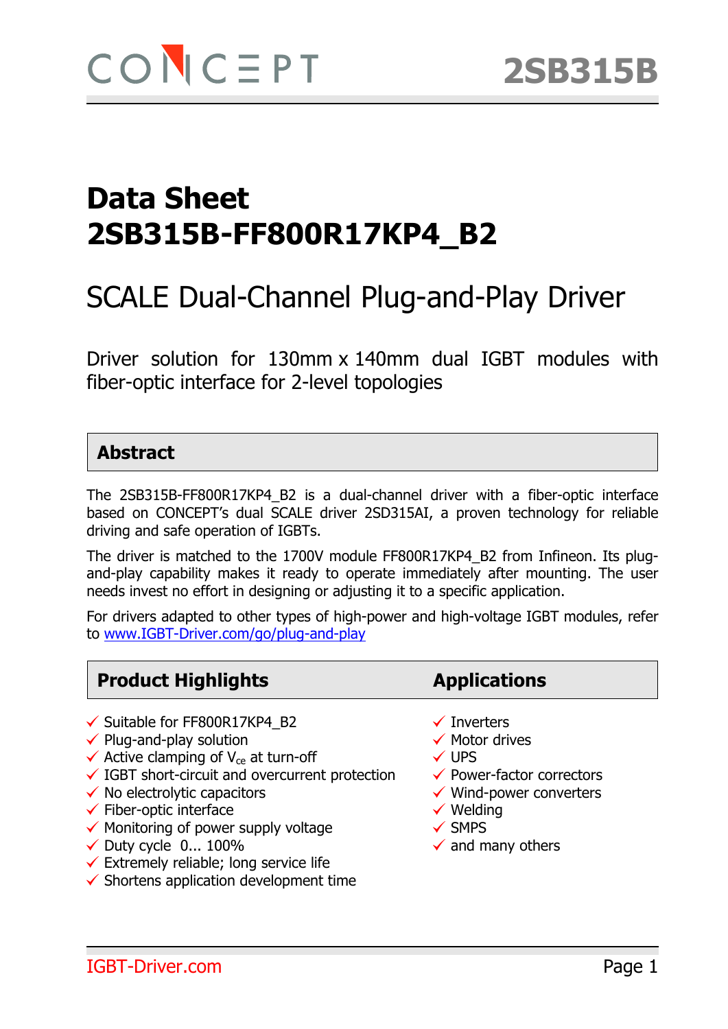CONCEPT

2SB315B

# Data Sheet 2SB315B-FF800R17KP4_B2

## SCALE Dual-Channel Plug-and-Play Driver

Driver solution for 130mm x 140mm dual IGBT modules with fiber-optic interface for 2-level topologies

## Abstract

The 2SB315B-FF800R17KP4_B2 is a dual-channel driver with a fiber-optic interface based on CONCEPT's dual SCALE driver 2SD315AI, a proven technology for reliable driving and safe operation of IGBTs.

The driver is matched to the 1700V module FF800R17KP4_B2 from Infineon. Its plug-and-play capability makes it ready to operate immediately after mounting. The user needs invest no effort in designing or adjusting it to a specific application.

For drivers adapted to other types of high-power and high-voltage IGBT modules, refer to www.IGBT-Driver.com/go/plug-and-play

## Product Highlights

- ✓ Suitable for FF800R17KP4_B2
- ✓ Plug-and-play solution
- ✓ Active clamping of $V_{ce}$ at turn-off
- ✓ IGBT short-circuit and overcurrent protection
- ✓ No electrolytic capacitors
- ✓ Fiber-optic interface
- ✓ Monitoring of power supply voltage
- ✓ Duty cycle 0... 100%
- ✓ Extremely reliable; long service life
- ✓ Shortens application development time

## Applications

- ✓ Inverters
- ✓ Motor drives
- ✓ UPS
- ✓ Power-factor correctors
- ✓ Wind-power converters
- ✓ Welding
- ✓ SMPS
- ✓ and many others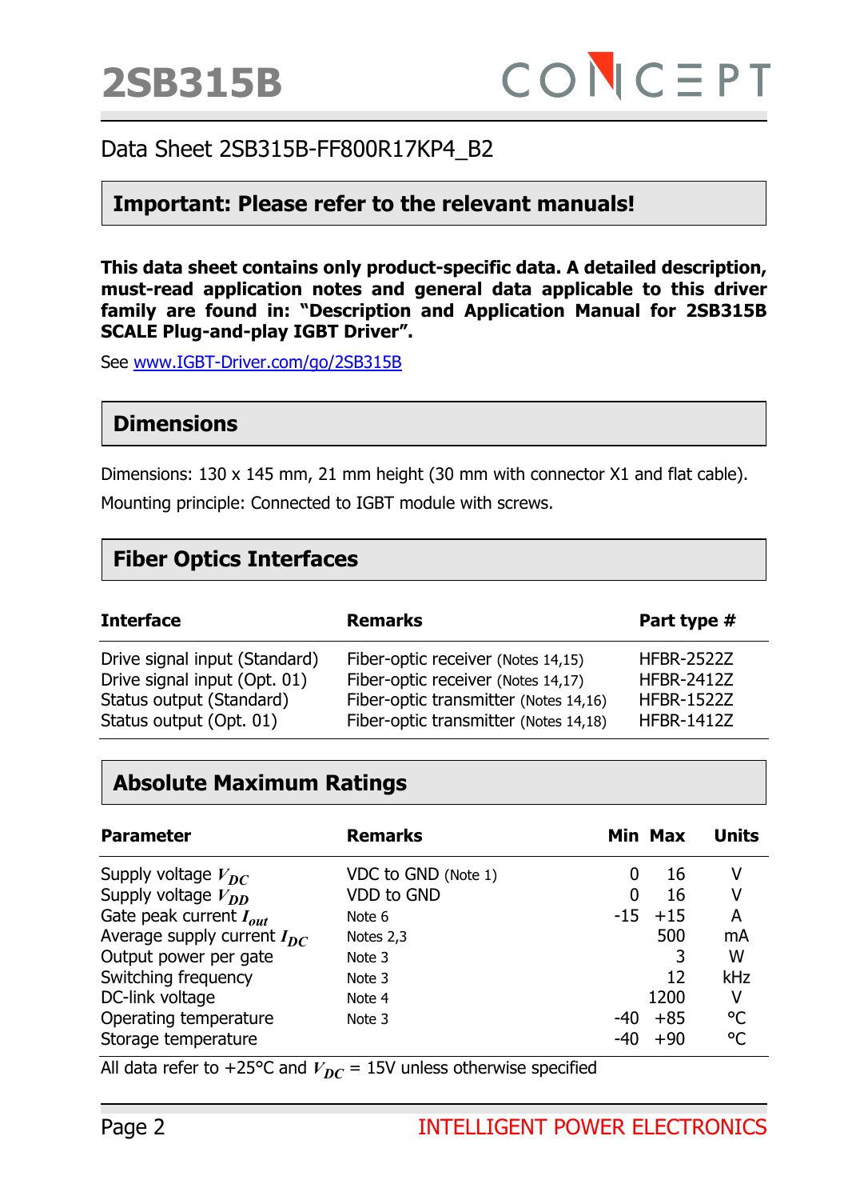# 2SB315B

Data Sheet 2SB315B-FF800R17KP4_B2

## Important: Please refer to the relevant manuals!

**This data sheet contains only product-specific data. A detailed description, must-read application notes and general data applicable to this driver family are found in: "Description and Application Manual for 2SB315B SCALE Plug-and-play IGBT Driver".**

See www.IGBT-Driver.com/go/2SB315B

## Dimensions

Dimensions: 130 x 145 mm, 21 mm height (30 mm with connector X1 and flat cable).

Mounting principle: Connected to IGBT module with screws.

## Fiber Optics Interfaces

| Interface | Remarks | Part type # |
|---|---|---|
| Drive signal input (Standard) | Fiber-optic receiver (Notes 14,15) | HFBR-2522Z |
| Drive signal input (Opt. 01) | Fiber-optic receiver (Notes 14,17) | HFBR-2412Z |
| Status output (Standard) | Fiber-optic transmitter (Notes 14,16) | HFBR-1522Z |
| Status output (Opt. 01) | Fiber-optic transmitter (Notes 14,18) | HFBR-1412Z |

## Absolute Maximum Ratings

| Parameter | Remarks | Min | Max | Units |
|---|---|---|---|---|
| Supply voltage $V_{DC}$ | VDC to GND (Note 1) | 0 | 16 | V |
| Supply voltage $V_{DD}$ | VDD to GND | 0 | 16 | V |
| Gate peak current $I_{out}$ | Note 6 | -15 | +15 | A |
| Average supply current $I_{DC}$ | Notes 2,3 | | 500 | mA |
| Output power per gate | Note 3 | | 3 | W |
| Switching frequency | Note 3 | | 12 | kHz |
| DC-link voltage | Note 4 | | 1200 | V |
| Operating temperature | Note 3 | -40 | +85 | °C |
| Storage temperature | | -40 | +90 | °C |

All data refer to +25°C and $V_{DC}$ = 15V unless otherwise specified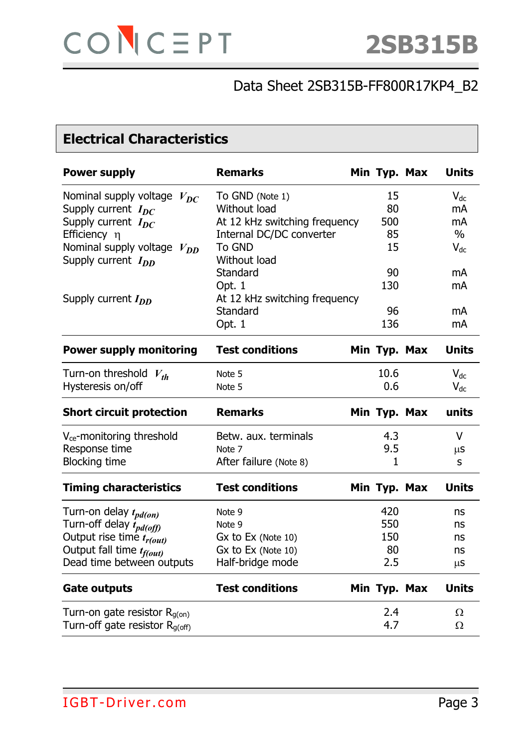## Electrical Characteristics

| Power supply | Remarks | Min | Typ. | Max | Units |
|---|---|---|---|---|---|
| Nominal supply voltage $V_{DC}$ | To GND (Note 1) | | 15 | | $V_{dc}$ |
| Supply current $I_{DC}$ | Without load | | 80 | | mA |
| Supply current $I_{DC}$ | At 12 kHz switching frequency | | 500 | | mA |
| Efficiency $\eta$ | Internal DC/DC converter | | 85 | | % |
| Nominal supply voltage $V_{DD}$ | To GND | | 15 | | $V_{dc}$ |
| Supply current $I_{DD}$ | Without load | | | | |
| | Standard | | 90 | | mA |
| | Opt. 1 | | 130 | | mA |
| Supply current $I_{DD}$ | At 12 kHz switching frequency | | | | |
| | Standard | | 96 | | mA |
| | Opt. 1 | | 136 | | mA |

| Power supply monitoring | Test conditions | Min | Typ. | Max | Units |
|---|---|---|---|---|---|
| Turn-on threshold $V_{th}$ | Note 5 | | 10.6 | | $V_{dc}$ |
| Hysteresis on/off | Note 5 | | 0.6 | | $V_{dc}$ |

| Short circuit protection | Remarks | Min | Typ. | Max | units |
|---|---|---|---|---|---|
| $V_{ce}$-monitoring threshold | Betw. aux. terminals | | 4.3 | | V |
| Response time | Note 7 | | 9.5 | | µs |
| Blocking time | After failure (Note 8) | | 1 | | s |

| Timing characteristics | Test conditions | Min | Typ. | Max | Units |
|---|---|---|---|---|---|
| Turn-on delay $t_{pd(on)}$ | Note 9 | | 420 | | ns |
| Turn-off delay $t_{pd(off)}$ | Note 9 | | 550 | | ns |
| Output rise time $t_{r(out)}$ | Gx to Ex (Note 10) | | 150 | | ns |
| Output fall time $t_{f(out)}$ | Gx to Ex (Note 10) | | 80 | | ns |
| Dead time between outputs | Half-bridge mode | | 2.5 | | µs |

| Gate outputs | Test conditions | Min | Typ. | Max | Units |
|---|---|---|---|---|---|
| Turn-on gate resistor $R_{g(on)}$ | | | 2.4 | | Ω |
| Turn-off gate resistor $R_{g(off)}$ | | | 4.7 | | Ω |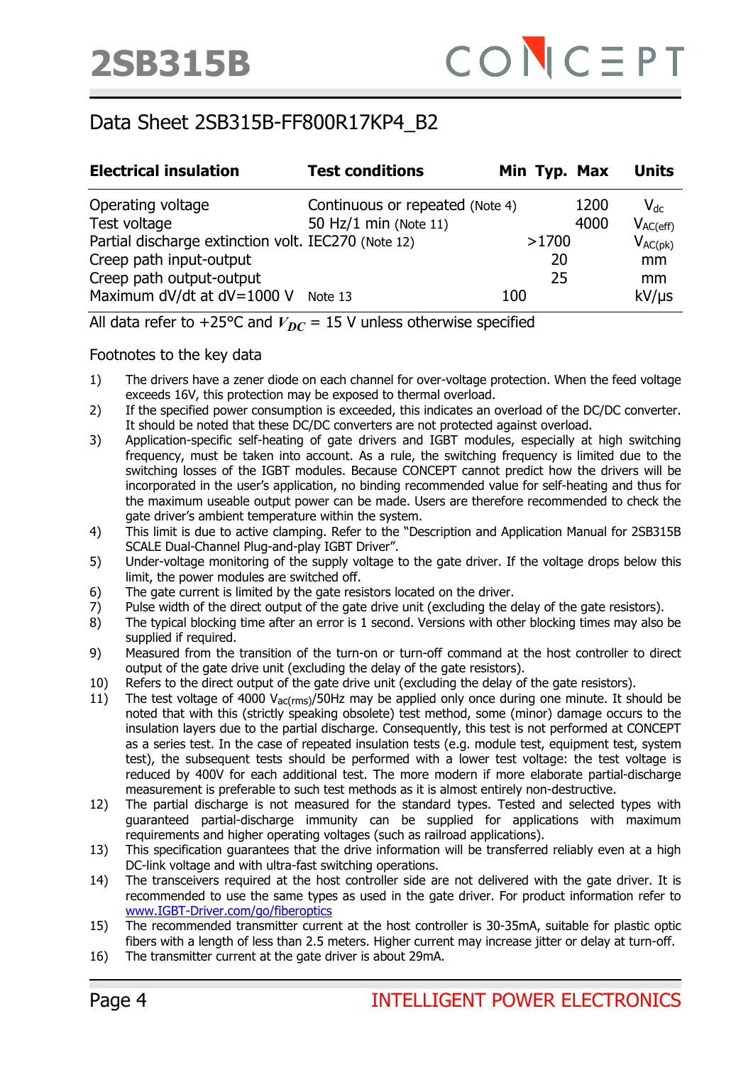## Data Sheet 2SB315B-FF800R17KP4_B2

| Electrical insulation | Test conditions | Min | Typ. | Max | Units |
|---|---|---|---|---|---|
| Operating voltage | Continuous or repeated (Note 4) | | | 1200 | $V_{dc}$ |
| Test voltage | 50 Hz/1 min (Note 11) | | | 4000 | $V_{AC(eff)}$ |
| Partial discharge extinction volt. | IEC270 (Note 12) | | >1700 | | $V_{AC(pk)}$ |
| Creep path input-output | | | 20 | | mm |
| Creep path output-output | | | 25 | | mm |
| Maximum dV/dt at dV=1000 V | Note 13 | 100 | | | kV/µs |

All data refer to +25°C and $V_{DC}$ = 15 V unless otherwise specified

### Footnotes to the key data

1) The drivers have a zener diode on each channel for over-voltage protection. When the feed voltage exceeds 16V, this protection may be exposed to thermal overload.
2) If the specified power consumption is exceeded, this indicates an overload of the DC/DC converter. It should be noted that these DC/DC converters are not protected against overload.
3) Application-specific self-heating of gate drivers and IGBT modules, especially at high switching frequency, must be taken into account. As a rule, the switching frequency is limited due to the switching losses of the IGBT modules. Because CONCEPT cannot predict how the drivers will be incorporated in the user's application, no binding recommended value for self-heating and thus for the maximum useable output power can be made. Users are therefore recommended to check the gate driver's ambient temperature within the system.
4) This limit is due to active clamping. Refer to the "Description and Application Manual for 2SB315B SCALE Dual-Channel Plug-and-play IGBT Driver".
5) Under-voltage monitoring of the supply voltage to the gate driver. If the voltage drops below this limit, the power modules are switched off.
6) The gate current is limited by the gate resistors located on the driver.
7) Pulse width of the direct output of the gate drive unit (excluding the delay of the gate resistors).
8) The typical blocking time after an error is 1 second. Versions with other blocking times may also be supplied if required.
9) Measured from the transition of the turn-on or turn-off command at the host controller to direct output of the gate drive unit (excluding the delay of the gate resistors).
10) Refers to the direct output of the gate drive unit (excluding the delay of the gate resistors).
11) The test voltage of 4000 $V_{ac(rms)}$/50Hz may be applied only once during one minute. It should be noted that with this (strictly speaking obsolete) test method, some (minor) damage occurs to the insulation layers due to the partial discharge. Consequently, this test is not performed at CONCEPT as a series test. In the case of repeated insulation tests (e.g. module test, equipment test, system test), the subsequent tests should be performed with a lower test voltage: the test voltage is reduced by 400V for each additional test. The more modern if more elaborate partial-discharge measurement is preferable to such test methods as it is almost entirely non-destructive.
12) The partial discharge is not measured for the standard types. Tested and selected types with guaranteed partial-discharge immunity can be supplied for applications with maximum requirements and higher operating voltages (such as railroad applications).
13) This specification guarantees that the drive information will be transferred reliably even at a high DC-link voltage and with ultra-fast switching operations.
14) The transceivers required at the host controller side are not delivered with the gate driver. It is recommended to use the same types as used in the gate driver. For product information refer to www.IGBT-Driver.com/go/fiberoptics
15) The recommended transmitter current at the host controller is 30-35mA, suitable for plastic optic fibers with a length of less than 2.5 meters. Higher current may increase jitter or delay at turn-off.
16) The transmitter current at the gate driver is about 29mA.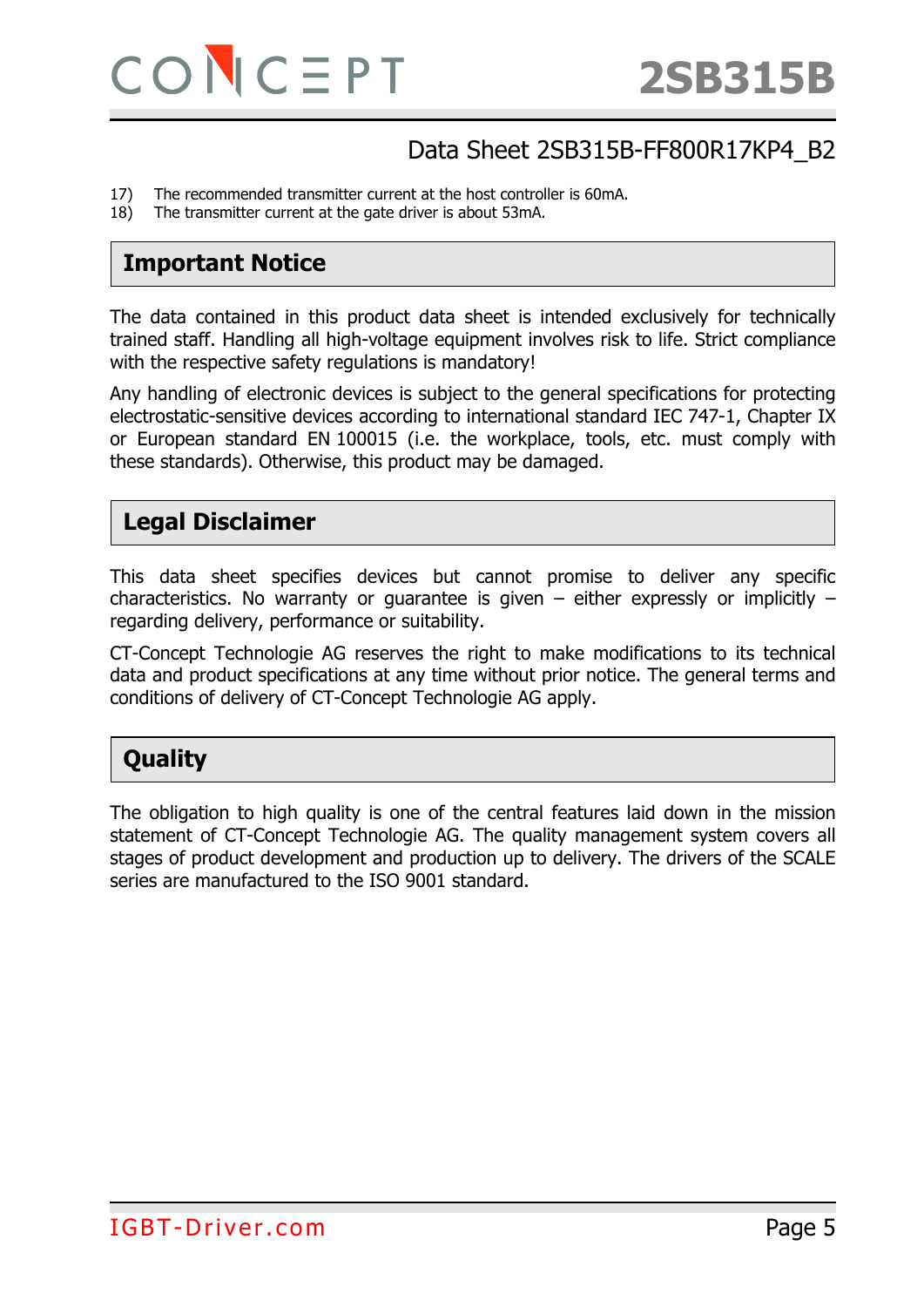17) The recommended transmitter current at the host controller is 60mA.
18) The transmitter current at the gate driver is about 53mA.

## Important Notice

The data contained in this product data sheet is intended exclusively for technically trained staff. Handling all high-voltage equipment involves risk to life. Strict compliance with the respective safety regulations is mandatory!

Any handling of electronic devices is subject to the general specifications for protecting electrostatic-sensitive devices according to international standard IEC 747-1, Chapter IX or European standard EN 100015 (i.e. the workplace, tools, etc. must comply with these standards). Otherwise, this product may be damaged.

## Legal Disclaimer

This data sheet specifies devices but cannot promise to deliver any specific characteristics. No warranty or guarantee is given – either expressly or implicitly – regarding delivery, performance or suitability.

CT-Concept Technologie AG reserves the right to make modifications to its technical data and product specifications at any time without prior notice. The general terms and conditions of delivery of CT-Concept Technologie AG apply.

## Quality

The obligation to high quality is one of the central features laid down in the mission statement of CT-Concept Technologie AG. The quality management system covers all stages of product development and production up to delivery. The drivers of the SCALE series are manufactured to the ISO 9001 standard.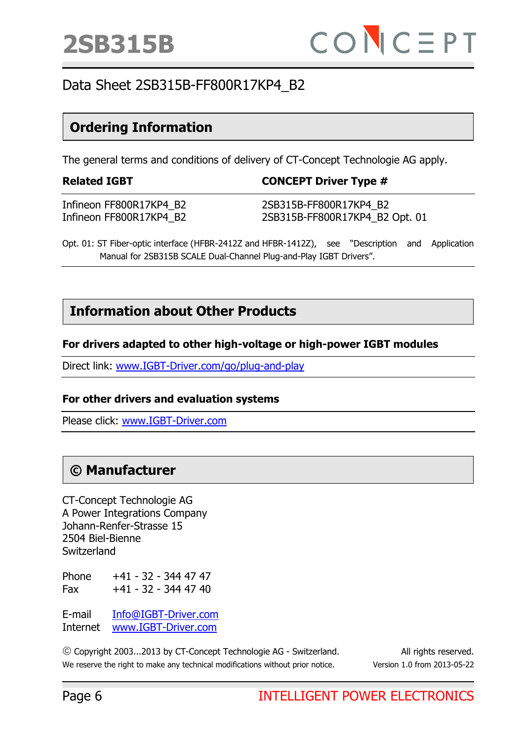Data Sheet 2SB315B-FF800R17KP4_B2

## Ordering Information

The general terms and conditions of delivery of CT-Concept Technologie AG apply.

| Related IGBT | CONCEPT Driver Type # |
|---|---|
| Infineon FF800R17KP4_B2 | 2SB315B-FF800R17KP4_B2 |
| Infineon FF800R17KP4_B2 | 2SB315B-FF800R17KP4_B2 Opt. 01 |

Opt. 01: ST Fiber-optic interface (HFBR-2412Z and HFBR-1412Z), see "Description and Application Manual for 2SB315B SCALE Dual-Channel Plug-and-Play IGBT Drivers".

## Information about Other Products

**For drivers adapted to other high-voltage or high-power IGBT modules**

Direct link: [www.IGBT-Driver.com/go/plug-and-play](www.IGBT-Driver.com/go/plug-and-play)

**For other drivers and evaluation systems**

Please click: [www.IGBT-Driver.com](www.IGBT-Driver.com)

## © Manufacturer

CT-Concept Technologie AG
A Power Integrations Company
Johann-Renfer-Strasse 15
2504 Biel-Bienne
Switzerland

Phone +41 - 32 - 344 47 47
Fax +41 - 32 - 344 47 40

E-mail [Info@IGBT-Driver.com](mailto:Info@IGBT-Driver.com)
Internet [www.IGBT-Driver.com](www.IGBT-Driver.com)

© Copyright 2003...2013 by CT-Concept Technologie AG - Switzerland. All rights reserved.
We reserve the right to make any technical modifications without prior notice. Version 1.0 from 2013-05-22